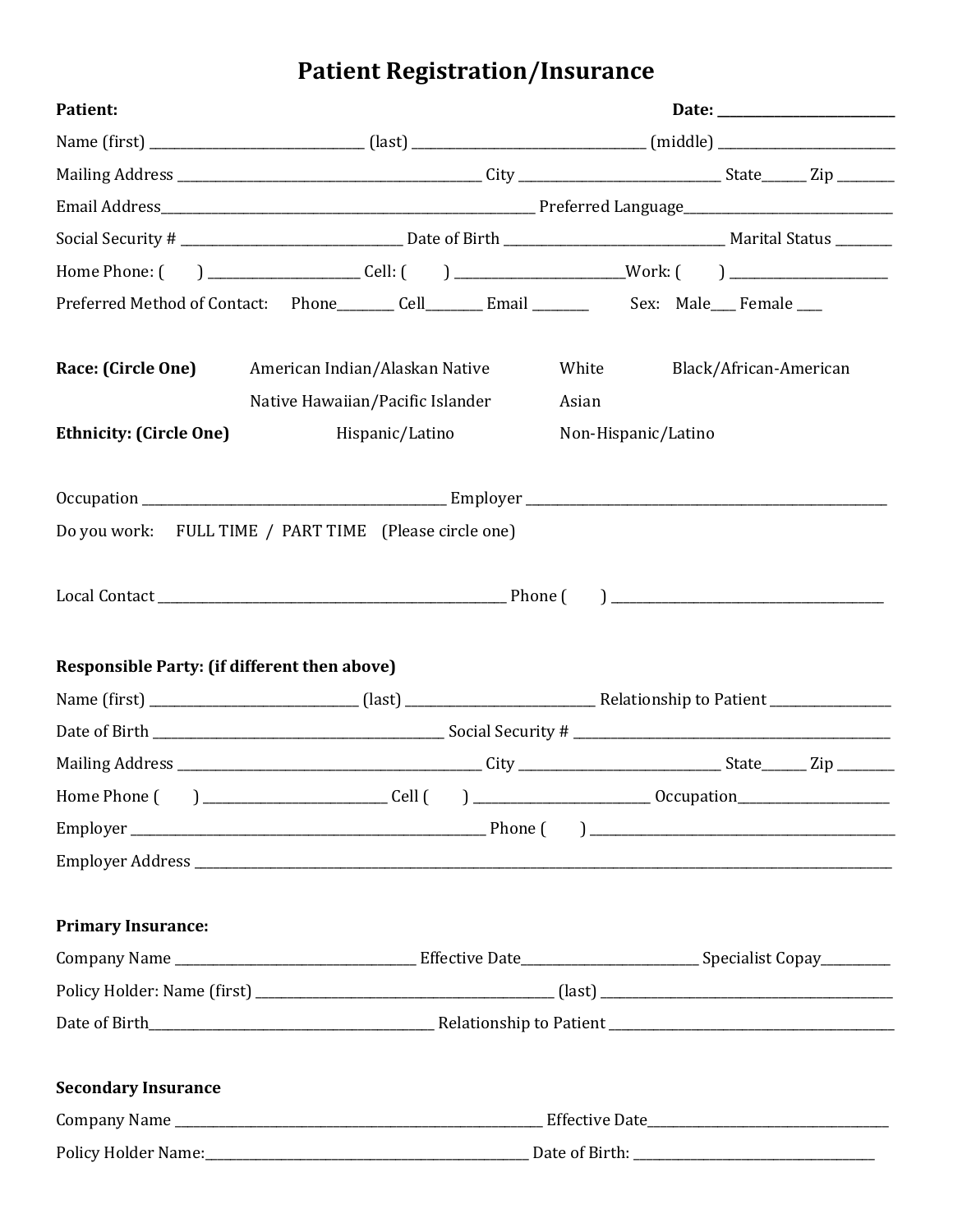# Patient Registration/Insurance

**Patient:** **Date:** ___________________________

Name (first) ________________________________ (last) __________________________________ (middle) __________________________

Mailing Address ____________________________________________ City _____________________________ State______ Zip ________

Email Address_______________________________________________________ Preferred Language_____________________________

Social Security # ________________________________ Date of Birth ________________________________ Marital Status ________

Home Phone: ( ) _____________________ Cell: ( ) ________________________Work: ( ) _______________________

Preferred Method of Contact: Phone________ Cell________ Email ________ Sex: Male___ Female ___

**Race: (Circle One)** American Indian/Alaskan Native White Black/African-American

Native Hawaiian/Pacific Islander Asian

**Ethnicity: (Circle One)** Hispanic/Latino Non-Hispanic/Latino

Occupation _____________________________________________ Employer ______________________________________________________

Do you work: FULL TIME / PART TIME (Please circle one)

Local Contact ____________________________________________________ Phone ( ) _________________________________________

**Responsible Party: (if different then above)**

Name (first) ______________________________ (last) ___________________________ Relationship to Patient _________________

Date of Birth __________________________________________ Social Security # ____________________________________________

Mailing Address ____________________________________________ City _____________________________ State______ Zip ________

Home Phone ( ) ___________________________ Cell ( ) _________________________ Occupation______________________

Employer _______________________________________________________ Phone ( ) ____________________________________________

Employer Address ____________________________________________________________________________________________________

**Primary Insurance:**

Company Name ___________________________________ Effective Date_________________________ Specialist Copay__________

Policy Holder: Name (first) ____________________________________________ (last) ________________________________________

Date of Birth__________________________________________ Relationship to Patient _________________________________________

**Secondary Insurance**

Company Name _______________________________________________________ Effective Date___________________________________

Policy Holder Name:_______________________________________________ Date of Birth: __________________________________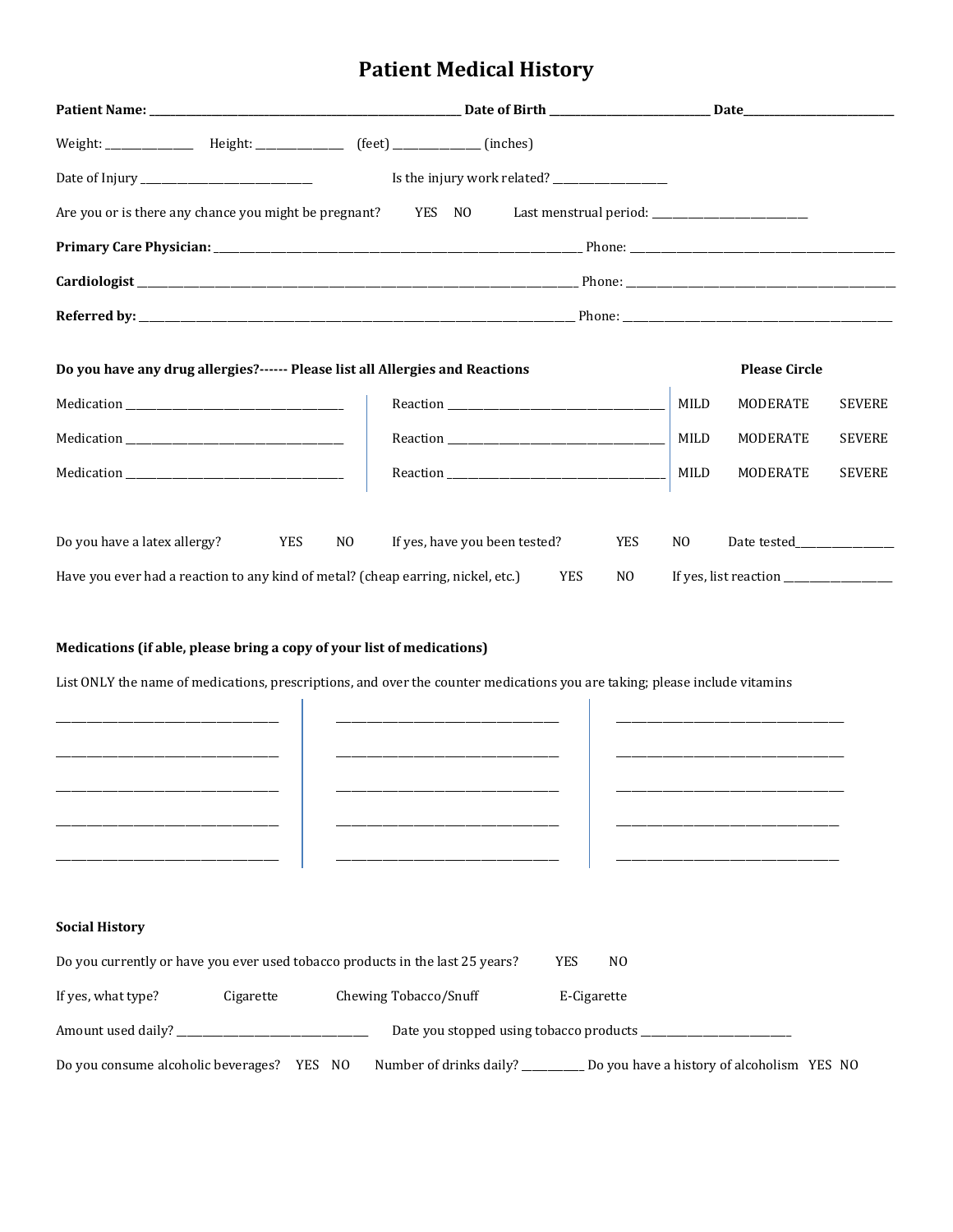# Patient Medical History

**Patient Name:** ______________________________ **Date of Birth** ______________________ **Date**______________________

Weight: ____________ Height: ____________ (feet) ____________ (inches)

Date of Injury ________________________ Is the injury work related? ________________

Are you or is there any chance you might be pregnant? YES NO Last menstrual period: ______________________

**Primary Care Physician:** ______________________________________________ Phone: ______________________________

**Cardiologist** ______________________________________________ Phone: ______________________________

**Referred by:** ______________________________________________ Phone: ______________________________

**Do you have any drug allergies?------ Please list all Allergies and Reactions** **Please Circle**

| | | |
|---|---|---|
| Medication ______________________ | Reaction ______________________ | MILD MODERATE SEVERE |
| Medication ______________________ | Reaction ______________________ | MILD MODERATE SEVERE |
| Medication ______________________ | Reaction ______________________ | MILD MODERATE SEVERE |

Do you have a latex allergy? YES NO If yes, have you been tested? YES NO Date tested____________

Have you ever had a reaction to any kind of metal? (cheap earring, nickel, etc.) YES NO If yes, list reaction ____________

**Medications (if able, please bring a copy of your list of medications)**

List ONLY the name of medications, prescriptions, and over the counter medications you are taking; please include vitamins

| | | |
|---|---|---|
| ______________________ | ______________________ | ______________________ |
| ______________________ | ______________________ | ______________________ |
| ______________________ | ______________________ | ______________________ |
| ______________________ | ______________________ | ______________________ |
| ______________________ | ______________________ | ______________________ |

**Social History**

Do you currently or have you ever used tobacco products in the last 25 years? YES NO

If yes, what type? Cigarette Chewing Tobacco/Snuff E-Cigarette

Amount used daily? ______________________ Date you stopped using tobacco products ______________________

Do you consume alcoholic beverages? YES NO Number of drinks daily? ________ Do you have a history of alcoholism YES NO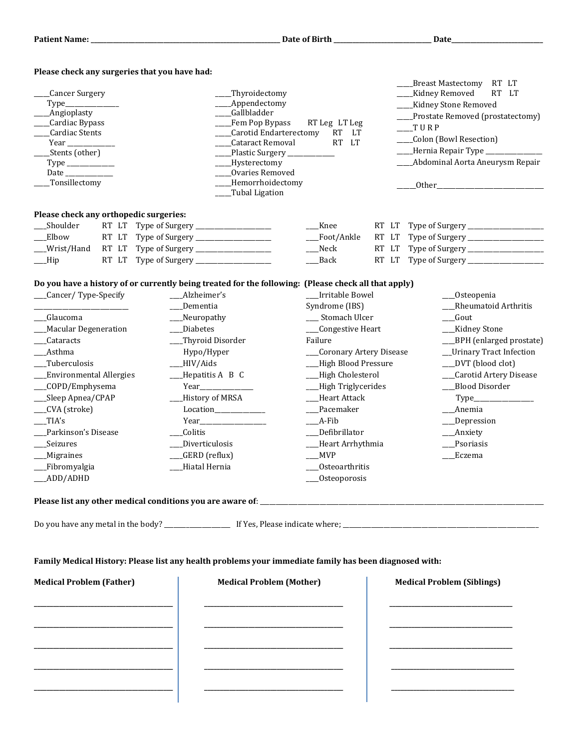**Patient Name:** \_\_\_\_\_\_\_\_\_\_\_\_\_\_\_\_\_\_\_\_\_\_\_\_\_\_\_\_\_\_\_\_\_\_ **Date of Birth** \_\_\_\_\_\_\_\_\_\_\_\_\_\_\_\_\_\_\_\_ **Date**\_\_\_\_\_\_\_\_\_\_\_\_\_\_\_\_\_\_\_\_

**Please check any surgeries that you have had:**

\_\_\_\_Cancer Surgery
  Type\_\_\_\_\_\_\_\_\_\_\_\_\_\_\_
\_\_\_\_Angioplasty
\_\_\_\_Cardiac Bypass
\_\_\_\_Cardiac Stents
  Year \_\_\_\_\_\_\_\_\_\_\_\_\_
\_\_\_\_Stents (other)
  Type \_\_\_\_\_\_\_\_\_\_\_\_\_
  Date \_\_\_\_\_\_\_\_\_\_\_\_\_
\_\_\_\_Tonsillectomy

\_\_\_\_Thyroidectomy
\_\_\_\_Appendectomy
\_\_\_\_Gallbladder
\_\_\_\_Fem Pop Bypass  RT Leg LT Leg
\_\_\_\_Carotid Endarterectomy  RT LT
\_\_\_\_Cataract Removal  RT LT
\_\_\_\_Plastic Surgery \_\_\_\_\_\_\_\_\_\_\_\_\_
\_\_\_\_Hysterectomy
\_\_\_\_Ovaries Removed
\_\_\_\_Hemorrhoidectomy
\_\_\_\_Tubal Ligation

\_\_\_\_Breast Mastectomy  RT LT
\_\_\_\_Kidney Removed  RT LT
\_\_\_\_Kidney Stone Removed
\_\_\_\_Prostate Removed (prostatectomy)
\_\_\_\_T U R P
\_\_\_\_Colon (Bowl Resection)
\_\_\_\_Hernia Repair Type \_\_\_\_\_\_\_\_\_\_\_\_\_\_\_
\_\_\_\_Abdominal Aorta Aneurysm Repair

\_\_\_\_Other\_\_\_\_\_\_\_\_\_\_\_\_\_\_\_\_\_\_\_\_\_\_\_\_\_\_\_\_\_

**Please check any orthopedic surgeries:**

\_\_\_Shoulder  RT LT  Type of Surgery \_\_\_\_\_\_\_\_\_\_\_\_\_\_\_\_\_\_\_\_
\_\_\_Elbow  RT LT  Type of Surgery \_\_\_\_\_\_\_\_\_\_\_\_\_\_\_\_\_\_\_\_
\_\_\_Wrist/Hand  RT LT  Type of Surgery \_\_\_\_\_\_\_\_\_\_\_\_\_\_\_\_\_\_\_\_
\_\_\_Hip  RT LT  Type of Surgery \_\_\_\_\_\_\_\_\_\_\_\_\_\_\_\_\_\_\_\_
\_\_\_Knee  RT LT  Type of Surgery \_\_\_\_\_\_\_\_\_\_\_\_\_\_\_\_\_\_\_\_
\_\_\_Foot/Ankle  RT LT  Type of Surgery \_\_\_\_\_\_\_\_\_\_\_\_\_\_\_\_\_\_\_\_
\_\_\_Neck  RT LT  Type of Surgery \_\_\_\_\_\_\_\_\_\_\_\_\_\_\_\_\_\_\_\_
\_\_\_Back  RT LT  Type of Surgery \_\_\_\_\_\_\_\_\_\_\_\_\_\_\_\_\_\_\_\_

**Do you have a history of or currently being treated for the following: (Please check all that apply)**

\_\_\_Cancer/ Type-Specify
\_\_\_\_\_\_\_\_\_\_\_\_\_\_\_\_\_\_\_\_\_\_\_\_
\_\_\_Glaucoma
\_\_\_Macular Degeneration
\_\_\_Cataracts
\_\_\_Asthma
\_\_\_Tuberculosis
\_\_\_Environmental Allergies
\_\_\_COPD/Emphysema
\_\_\_Sleep Apnea/CPAP
\_\_\_CVA (stroke)
\_\_\_TIA's
\_\_\_Parkinson's Disease
\_\_\_Seizures
\_\_\_Migraines
\_\_\_Fibromyalgia
\_\_\_ADD/ADHD

\_\_\_Alzheimer's
\_\_\_Dementia
\_\_\_Neuropathy
\_\_\_Diabetes
\_\_\_Thyroid Disorder
  Hypo/Hyper
\_\_\_HIV/Aids
\_\_\_Hepatitis A B C
  Year\_\_\_\_\_\_\_\_\_\_\_\_\_\_\_
\_\_\_History of MRSA
  Location\_\_\_\_\_\_\_\_\_\_\_\_\_\_
  Year\_\_\_\_\_\_\_\_\_\_\_\_\_\_\_\_\_
\_\_\_Colitis
\_\_\_Diverticulosis
\_\_\_GERD (reflux)
\_\_\_Hiatal Hernia

\_\_\_Irritable Bowel Syndrome (IBS)
\_\_\_ Stomach Ulcer
\_\_\_Congestive Heart Failure
\_\_\_Coronary Artery Disease
\_\_\_High Blood Pressure
\_\_\_High Cholesterol
\_\_\_High Triglycerides
\_\_\_Heart Attack
\_\_\_Pacemaker
\_\_\_A-Fib
\_\_\_Defibrillator
\_\_\_Heart Arrhythmia
\_\_\_MVP
\_\_\_Osteoarthritis
\_\_\_Osteoporosis

\_\_\_Osteopenia
\_\_\_Rheumatoid Arthritis
\_\_\_Gout
\_\_\_Kidney Stone
\_\_\_BPH (enlarged prostate)
\_\_\_Urinary Tract Infection
\_\_\_DVT (blood clot)
\_\_\_Carotid Artery Disease
\_\_\_Blood Disorder
  Type\_\_\_\_\_\_\_\_\_\_\_\_\_\_\_\_
\_\_\_Anemia
\_\_\_Depression
\_\_\_Anxiety
\_\_\_Psoriasis
\_\_\_Eczema

**Please list any other medical conditions you are aware of**: \_\_\_\_\_\_\_\_\_\_\_\_\_\_\_\_\_\_\_\_\_\_\_\_\_\_\_\_\_\_\_\_\_\_\_\_\_\_\_\_\_\_\_\_\_\_\_\_

Do you have any metal in the body? \_\_\_\_\_\_\_\_\_\_\_\_\_\_\_\_\_\_ If Yes, Please indicate where; \_\_\_\_\_\_\_\_\_\_\_\_\_\_\_\_\_\_\_\_\_\_\_\_\_\_\_\_\_\_\_\_\_\_\_\_\_\_\_\_

**Family Medical History: Please list any health problems your immediate family has been diagnosed with:**

| **Medical Problem (Father)** | **Medical Problem (Mother)** | **Medical Problem (Siblings)** |
|---|---|---|
| \_\_\_\_\_\_\_\_\_\_\_\_\_\_\_\_\_\_\_\_\_\_\_\_\_\_\_\_ | \_\_\_\_\_\_\_\_\_\_\_\_\_\_\_\_\_\_\_\_\_\_\_\_\_\_\_\_ | \_\_\_\_\_\_\_\_\_\_\_\_\_\_\_\_\_\_\_\_\_\_\_\_\_\_\_\_ |
| \_\_\_\_\_\_\_\_\_\_\_\_\_\_\_\_\_\_\_\_\_\_\_\_\_\_\_\_ | \_\_\_\_\_\_\_\_\_\_\_\_\_\_\_\_\_\_\_\_\_\_\_\_\_\_\_\_ | \_\_\_\_\_\_\_\_\_\_\_\_\_\_\_\_\_\_\_\_\_\_\_\_\_\_\_\_ |
| \_\_\_\_\_\_\_\_\_\_\_\_\_\_\_\_\_\_\_\_\_\_\_\_\_\_\_\_ | \_\_\_\_\_\_\_\_\_\_\_\_\_\_\_\_\_\_\_\_\_\_\_\_\_\_\_\_ | \_\_\_\_\_\_\_\_\_\_\_\_\_\_\_\_\_\_\_\_\_\_\_\_\_\_\_\_ |
| \_\_\_\_\_\_\_\_\_\_\_\_\_\_\_\_\_\_\_\_\_\_\_\_\_\_\_\_ | \_\_\_\_\_\_\_\_\_\_\_\_\_\_\_\_\_\_\_\_\_\_\_\_\_\_\_\_ | \_\_\_\_\_\_\_\_\_\_\_\_\_\_\_\_\_\_\_\_\_\_\_\_\_\_\_\_ |
| \_\_\_\_\_\_\_\_\_\_\_\_\_\_\_\_\_\_\_\_\_\_\_\_\_\_\_\_ | \_\_\_\_\_\_\_\_\_\_\_\_\_\_\_\_\_\_\_\_\_\_\_\_\_\_\_\_ | \_\_\_\_\_\_\_\_\_\_\_\_\_\_\_\_\_\_\_\_\_\_\_\_\_\_\_\_ |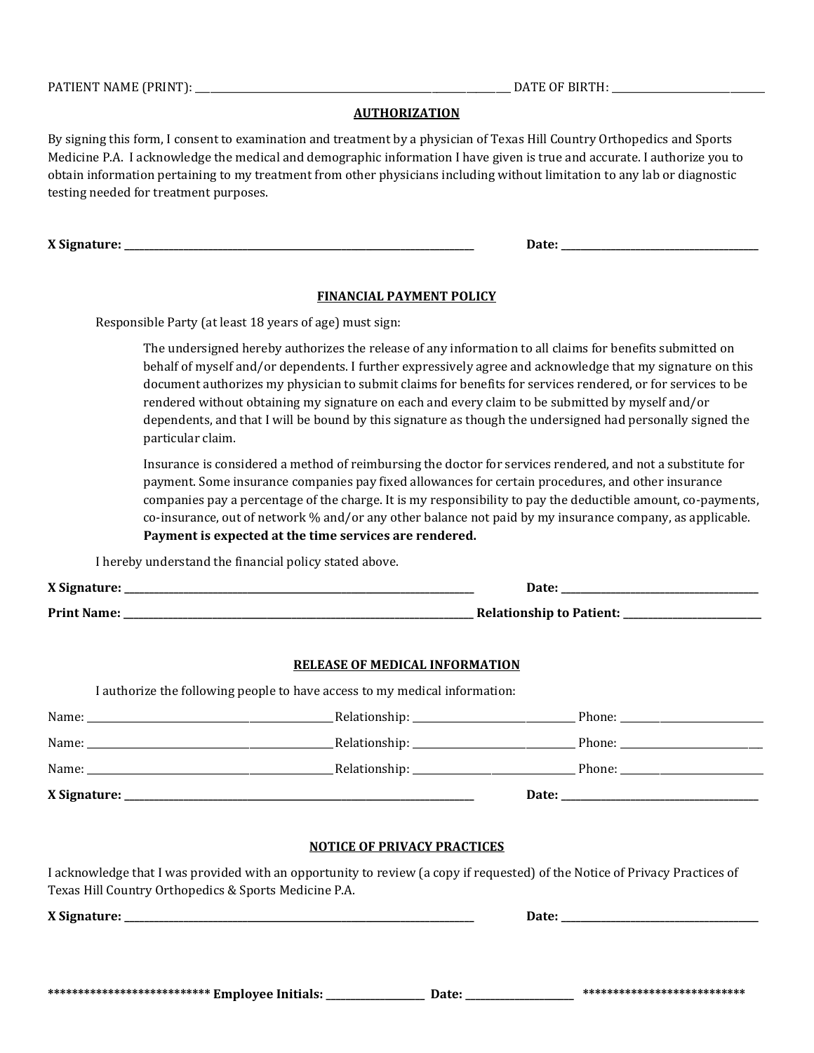PATIENT NAME (PRINT): ______________________________ DATE OF BIRTH: ______________

## AUTHORIZATION

By signing this form, I consent to examination and treatment by a physician of Texas Hill Country Orthopedics and Sports Medicine P.A. I acknowledge the medical and demographic information I have given is true and accurate. I authorize you to obtain information pertaining to my treatment from other physicians including without limitation to any lab or diagnostic testing needed for treatment purposes.

**X Signature: ______________________________** **Date: ______________**

## FINANCIAL PAYMENT POLICY

Responsible Party (at least 18 years of age) must sign:

> The undersigned hereby authorizes the release of any information to all claims for benefits submitted on behalf of myself and/or dependents. I further expressively agree and acknowledge that my signature on this document authorizes my physician to submit claims for benefits for services rendered, or for services to be rendered without obtaining my signature on each and every claim to be submitted by myself and/or dependents, and that I will be bound by this signature as though the undersigned had personally signed the particular claim.
>
> Insurance is considered a method of reimbursing the doctor for services rendered, and not a substitute for payment. Some insurance companies pay fixed allowances for certain procedures, and other insurance companies pay a percentage of the charge. It is my responsibility to pay the deductible amount, co-payments, co-insurance, out of network % and/or any other balance not paid by my insurance company, as applicable. **Payment is expected at the time services are rendered.**

I hereby understand the financial policy stated above.

**X Signature: ______________________________** **Date: ______________**

**Print Name: ______________________________** **Relationship to Patient: ______________**

## RELEASE OF MEDICAL INFORMATION

I authorize the following people to have access to my medical information:

Name: ____________________ Relationship: ______________ Phone: ______________

Name: ____________________ Relationship: ______________ Phone: ______________

Name: ____________________ Relationship: ______________ Phone: ______________

**X Signature: ______________________________** **Date: ______________**

## NOTICE OF PRIVACY PRACTICES

I acknowledge that I was provided with an opportunity to review (a copy if requested) of the Notice of Privacy Practices of Texas Hill Country Orthopedics & Sports Medicine P.A.

**X Signature: ______________________________** **Date: ______________**

**************************** **Employee Initials: __________** **Date: __________** ****************************